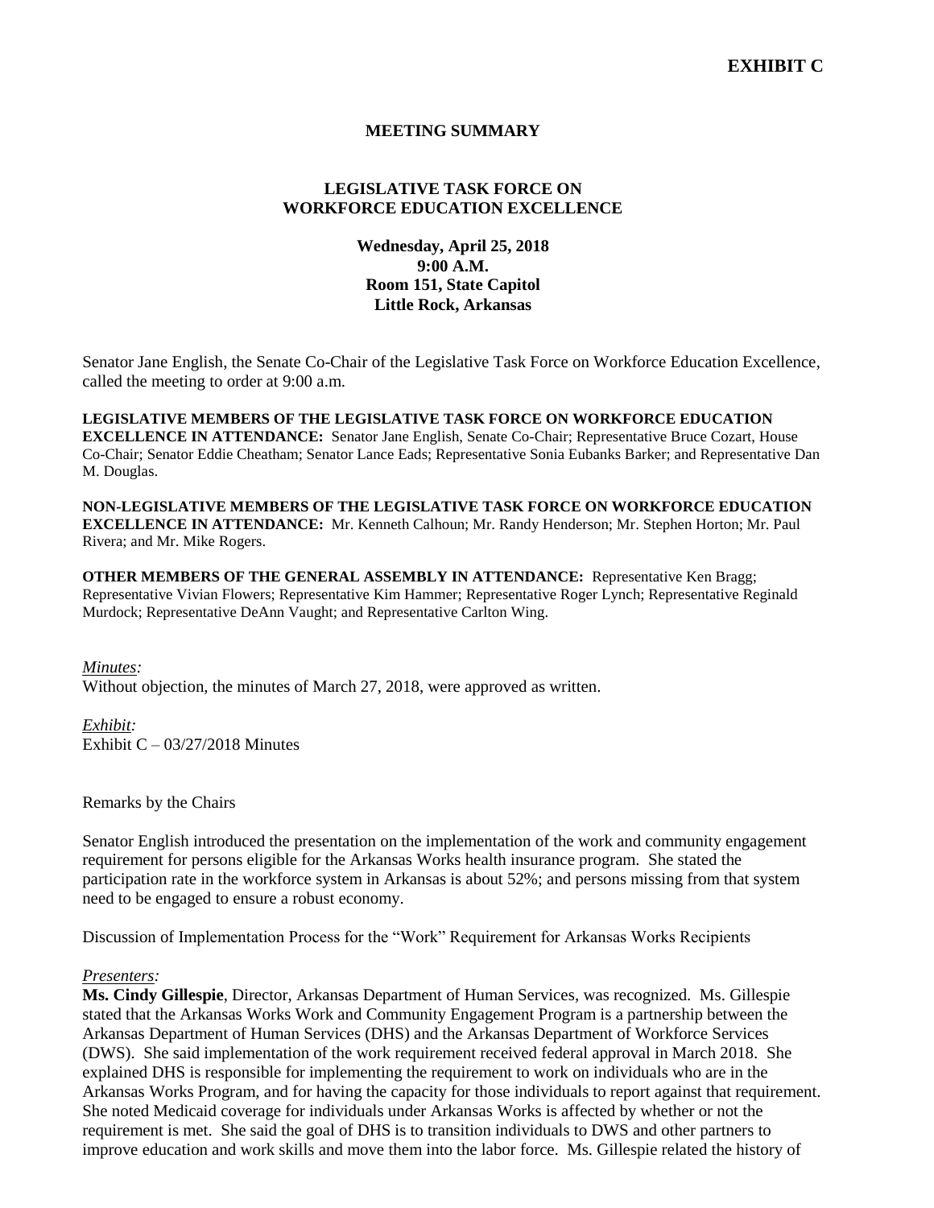**EXHIBIT C**

**MEETING SUMMARY**

**LEGISLATIVE TASK FORCE ON WORKFORCE EDUCATION EXCELLENCE**

**Wednesday, April 25, 2018**
**9:00 A.M.**
**Room 151, State Capitol**
**Little Rock, Arkansas**

Senator Jane English, the Senate Co-Chair of the Legislative Task Force on Workforce Education Excellence, called the meeting to order at 9:00 a.m.

**LEGISLATIVE MEMBERS OF THE LEGISLATIVE TASK FORCE ON WORKFORCE EDUCATION EXCELLENCE IN ATTENDANCE:** Senator Jane English, Senate Co-Chair; Representative Bruce Cozart, House Co-Chair; Senator Eddie Cheatham; Senator Lance Eads; Representative Sonia Eubanks Barker; and Representative Dan M. Douglas.

**NON-LEGISLATIVE MEMBERS OF THE LEGISLATIVE TASK FORCE ON WORKFORCE EDUCATION EXCELLENCE IN ATTENDANCE:** Mr. Kenneth Calhoun; Mr. Randy Henderson; Mr. Stephen Horton; Mr. Paul Rivera; and Mr. Mike Rogers.

**OTHER MEMBERS OF THE GENERAL ASSEMBLY IN ATTENDANCE:** Representative Ken Bragg; Representative Vivian Flowers; Representative Kim Hammer; Representative Roger Lynch; Representative Reginald Murdock; Representative DeAnn Vaught; and Representative Carlton Wing.

*Minutes:*
Without objection, the minutes of March 27, 2018, were approved as written.

*Exhibit:*
Exhibit C – 03/27/2018 Minutes

Remarks by the Chairs

Senator English introduced the presentation on the implementation of the work and community engagement requirement for persons eligible for the Arkansas Works health insurance program. She stated the participation rate in the workforce system in Arkansas is about 52%; and persons missing from that system need to be engaged to ensure a robust economy.

Discussion of Implementation Process for the "Work" Requirement for Arkansas Works Recipients

*Presenters:*
**Ms. Cindy Gillespie**, Director, Arkansas Department of Human Services, was recognized. Ms. Gillespie stated that the Arkansas Works Work and Community Engagement Program is a partnership between the Arkansas Department of Human Services (DHS) and the Arkansas Department of Workforce Services (DWS). She said implementation of the work requirement received federal approval in March 2018. She explained DHS is responsible for implementing the requirement to work on individuals who are in the Arkansas Works Program, and for having the capacity for those individuals to report against that requirement. She noted Medicaid coverage for individuals under Arkansas Works is affected by whether or not the requirement is met. She said the goal of DHS is to transition individuals to DWS and other partners to improve education and work skills and move them into the labor force. Ms. Gillespie related the history of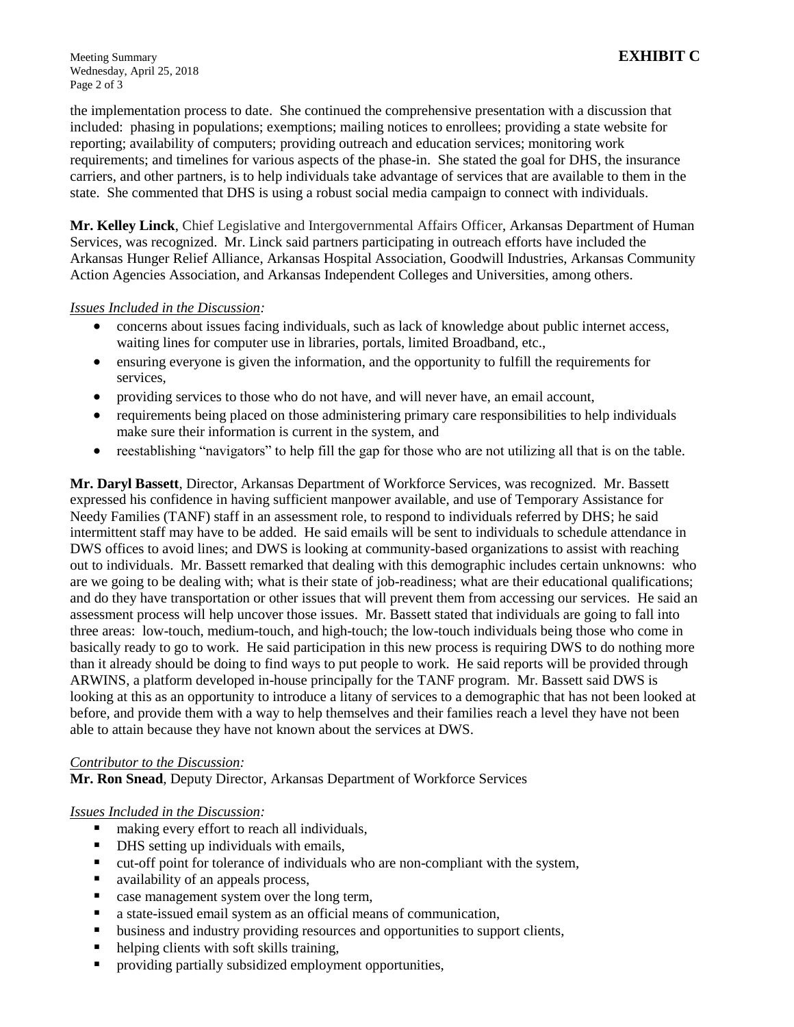**EXHIBIT C**

the implementation process to date. She continued the comprehensive presentation with a discussion that included: phasing in populations; exemptions; mailing notices to enrollees; providing a state website for reporting; availability of computers; providing outreach and education services; monitoring work requirements; and timelines for various aspects of the phase-in. She stated the goal for DHS, the insurance carriers, and other partners, is to help individuals take advantage of services that are available to them in the state. She commented that DHS is using a robust social media campaign to connect with individuals.

**Mr. Kelley Linck**, Chief Legislative and Intergovernmental Affairs Officer, Arkansas Department of Human Services, was recognized. Mr. Linck said partners participating in outreach efforts have included the Arkansas Hunger Relief Alliance, Arkansas Hospital Association, Goodwill Industries, Arkansas Community Action Agencies Association, and Arkansas Independent Colleges and Universities, among others.

*Issues Included in the Discussion:*

- concerns about issues facing individuals, such as lack of knowledge about public internet access, waiting lines for computer use in libraries, portals, limited Broadband, etc.,
- ensuring everyone is given the information, and the opportunity to fulfill the requirements for services,
- providing services to those who do not have, and will never have, an email account,
- requirements being placed on those administering primary care responsibilities to help individuals make sure their information is current in the system, and
- reestablishing "navigators" to help fill the gap for those who are not utilizing all that is on the table.

**Mr. Daryl Bassett**, Director, Arkansas Department of Workforce Services, was recognized. Mr. Bassett expressed his confidence in having sufficient manpower available, and use of Temporary Assistance for Needy Families (TANF) staff in an assessment role, to respond to individuals referred by DHS; he said intermittent staff may have to be added. He said emails will be sent to individuals to schedule attendance in DWS offices to avoid lines; and DWS is looking at community-based organizations to assist with reaching out to individuals. Mr. Bassett remarked that dealing with this demographic includes certain unknowns: who are we going to be dealing with; what is their state of job-readiness; what are their educational qualifications; and do they have transportation or other issues that will prevent them from accessing our services. He said an assessment process will help uncover those issues. Mr. Bassett stated that individuals are going to fall into three areas: low-touch, medium-touch, and high-touch; the low-touch individuals being those who come in basically ready to go to work. He said participation in this new process is requiring DWS to do nothing more than it already should be doing to find ways to put people to work. He said reports will be provided through ARWINS, a platform developed in-house principally for the TANF program. Mr. Bassett said DWS is looking at this as an opportunity to introduce a litany of services to a demographic that has not been looked at before, and provide them with a way to help themselves and their families reach a level they have not been able to attain because they have not known about the services at DWS.

*Contributor to the Discussion:*
**Mr. Ron Snead**, Deputy Director, Arkansas Department of Workforce Services

*Issues Included in the Discussion:*

- making every effort to reach all individuals,
- DHS setting up individuals with emails,
- cut-off point for tolerance of individuals who are non-compliant with the system,
- availability of an appeals process,
- case management system over the long term,
- a state-issued email system as an official means of communication,
- business and industry providing resources and opportunities to support clients,
- helping clients with soft skills training,
- providing partially subsidized employment opportunities,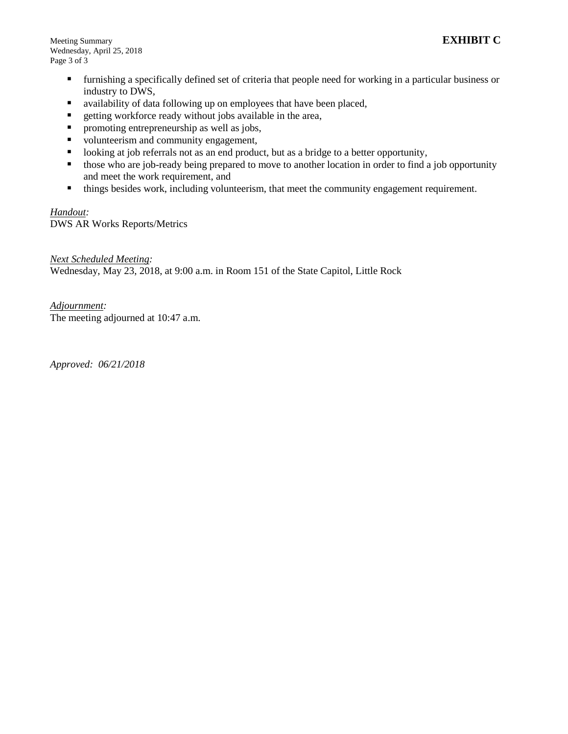- furnishing a specifically defined set of criteria that people need for working in a particular business or industry to DWS,
- availability of data following up on employees that have been placed,
- getting workforce ready without jobs available in the area,
- promoting entrepreneurship as well as jobs,
- volunteerism and community engagement,
- looking at job referrals not as an end product, but as a bridge to a better opportunity,
- those who are job-ready being prepared to move to another location in order to find a job opportunity and meet the work requirement, and
- things besides work, including volunteerism, that meet the community engagement requirement.

*Handout:*
DWS AR Works Reports/Metrics

*Next Scheduled Meeting:*
Wednesday, May 23, 2018, at 9:00 a.m. in Room 151 of the State Capitol, Little Rock

*Adjournment:*
The meeting adjourned at 10:47 a.m.

*Approved: 06/21/2018*